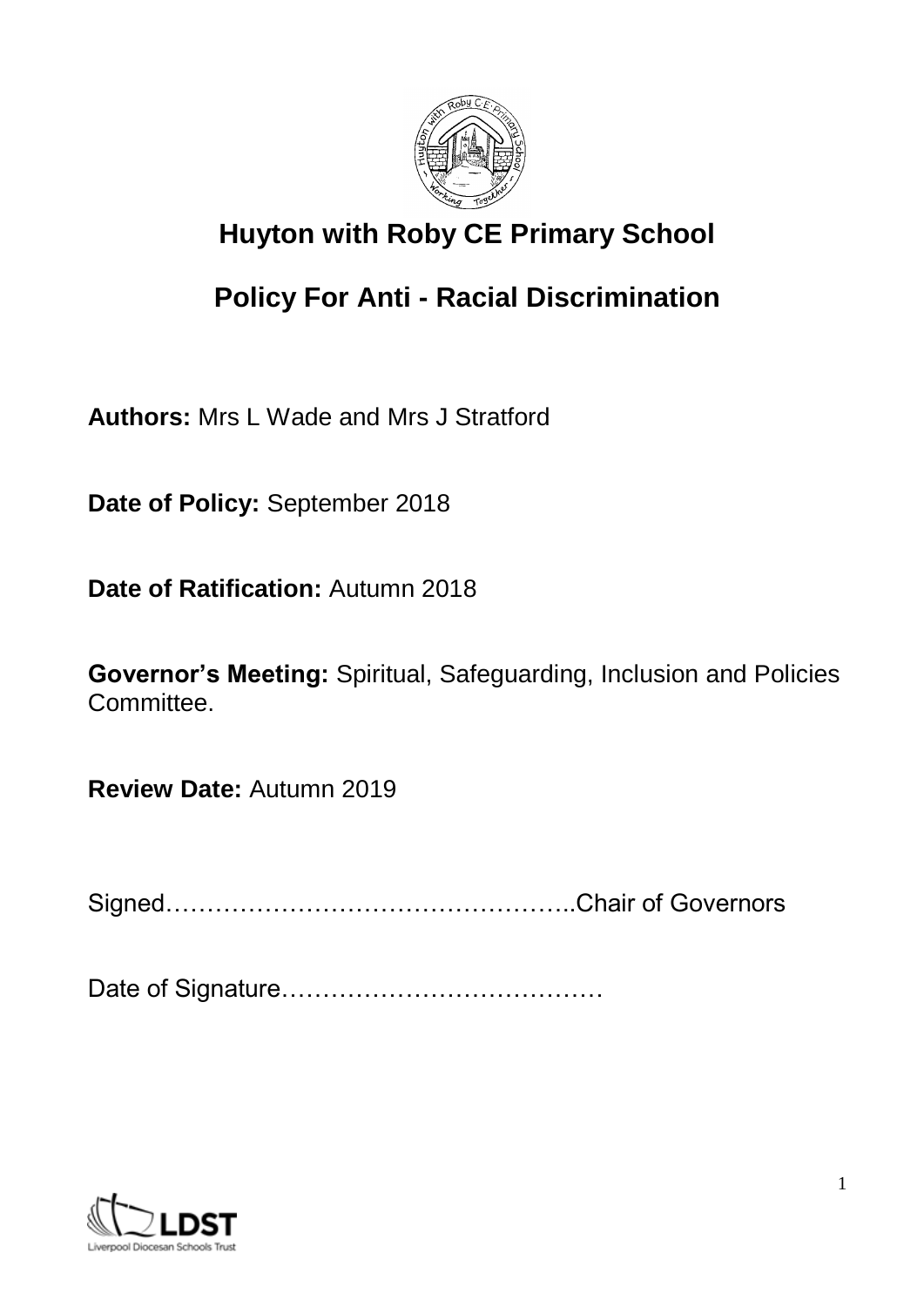# Huyton with Roby CE Primary School

## Policy For Anti - Racial Discrimination

**Authors:** Mrs L Wade and Mrs J Stratford

**Date of Policy:** September 2018

**Date of Ratification:** Autumn 2018

**Governor's Meeting:** Spiritual, Safeguarding, Inclusion and Policies Committee.

**Review Date:** Autumn 2019

Signed…………………………………………..Chair of Governors

Date of Signature…………………………………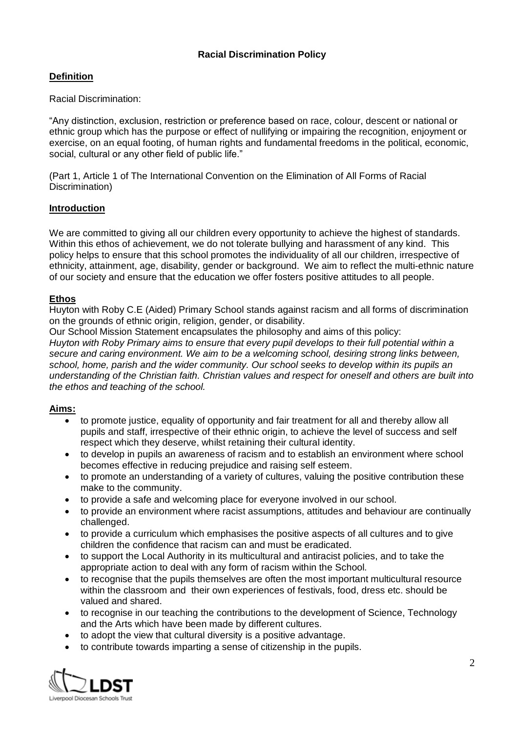# Racial Discrimination Policy

## Definition

Racial Discrimination:

"Any distinction, exclusion, restriction or preference based on race, colour, descent or national or ethnic group which has the purpose or effect of nullifying or impairing the recognition, enjoyment or exercise, on an equal footing, of human rights and fundamental freedoms in the political, economic, social, cultural or any other field of public life."

(Part 1, Article 1 of The International Convention on the Elimination of All Forms of Racial Discrimination)

## Introduction

We are committed to giving all our children every opportunity to achieve the highest of standards. Within this ethos of achievement, we do not tolerate bullying and harassment of any kind. This policy helps to ensure that this school promotes the individuality of all our children, irrespective of ethnicity, attainment, age, disability, gender or background. We aim to reflect the multi-ethnic nature of our society and ensure that the education we offer fosters positive attitudes to all people.

## Ethos

Huyton with Roby C.E (Aided) Primary School stands against racism and all forms of discrimination on the grounds of ethnic origin, religion, gender, or disability.

Our School Mission Statement encapsulates the philosophy and aims of this policy:

*Huyton with Roby Primary aims to ensure that every pupil develops to their full potential within a secure and caring environment. We aim to be a welcoming school, desiring strong links between, school, home, parish and the wider community. Our school seeks to develop within its pupils an understanding of the Christian faith. Christian values and respect for oneself and others are built into the ethos and teaching of the school.*

## Aims:

- to promote justice, equality of opportunity and fair treatment for all and thereby allow all pupils and staff, irrespective of their ethnic origin, to achieve the level of success and self respect which they deserve, whilst retaining their cultural identity.
- to develop in pupils an awareness of racism and to establish an environment where school becomes effective in reducing prejudice and raising self esteem.
- to promote an understanding of a variety of cultures, valuing the positive contribution these make to the community.
- to provide a safe and welcoming place for everyone involved in our school.
- to provide an environment where racist assumptions, attitudes and behaviour are continually challenged.
- to provide a curriculum which emphasises the positive aspects of all cultures and to give children the confidence that racism can and must be eradicated.
- to support the Local Authority in its multicultural and antiracist policies, and to take the appropriate action to deal with any form of racism within the School.
- to recognise that the pupils themselves are often the most important multicultural resource within the classroom and their own experiences of festivals, food, dress etc. should be valued and shared.
- to recognise in our teaching the contributions to the development of Science, Technology and the Arts which have been made by different cultures.
- to adopt the view that cultural diversity is a positive advantage.
- to contribute towards imparting a sense of citizenship in the pupils.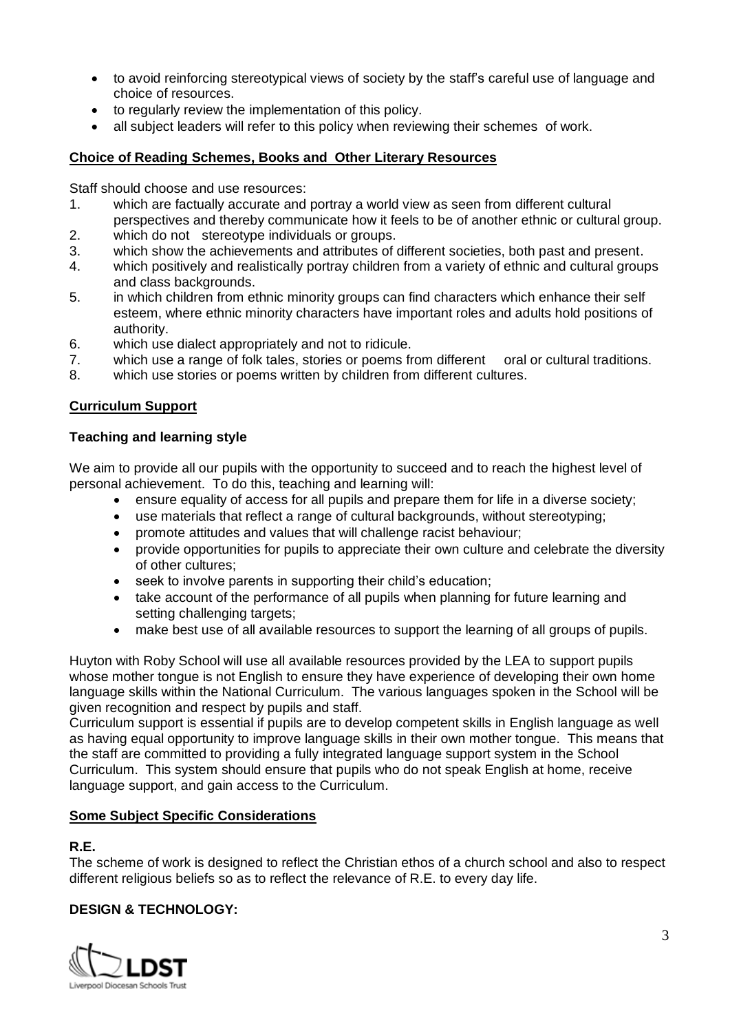- to avoid reinforcing stereotypical views of society by the staff's careful use of language and choice of resources.
- to regularly review the implementation of this policy.
- all subject leaders will refer to this policy when reviewing their schemes of work.

## Choice of Reading Schemes, Books and Other Literary Resources

Staff should choose and use resources:

1. which are factually accurate and portray a world view as seen from different cultural perspectives and thereby communicate how it feels to be of another ethnic or cultural group.
2. which do not stereotype individuals or groups.
3. which show the achievements and attributes of different societies, both past and present.
4. which positively and realistically portray children from a variety of ethnic and cultural groups and class backgrounds.
5. in which children from ethnic minority groups can find characters which enhance their self esteem, where ethnic minority characters have important roles and adults hold positions of authority.
6. which use dialect appropriately and not to ridicule.
7. which use a range of folk tales, stories or poems from different oral or cultural traditions.
8. which use stories or poems written by children from different cultures.

## Curriculum Support

### Teaching and learning style

We aim to provide all our pupils with the opportunity to succeed and to reach the highest level of personal achievement. To do this, teaching and learning will:

- ensure equality of access for all pupils and prepare them for life in a diverse society;
- use materials that reflect a range of cultural backgrounds, without stereotyping;
- promote attitudes and values that will challenge racist behaviour;
- provide opportunities for pupils to appreciate their own culture and celebrate the diversity of other cultures;
- seek to involve parents in supporting their child's education;
- take account of the performance of all pupils when planning for future learning and setting challenging targets;
- make best use of all available resources to support the learning of all groups of pupils.

Huyton with Roby School will use all available resources provided by the LEA to support pupils whose mother tongue is not English to ensure they have experience of developing their own home language skills within the National Curriculum. The various languages spoken in the School will be given recognition and respect by pupils and staff.

Curriculum support is essential if pupils are to develop competent skills in English language as well as having equal opportunity to improve language skills in their own mother tongue. This means that the staff are committed to providing a fully integrated language support system in the School Curriculum. This system should ensure that pupils who do not speak English at home, receive language support, and gain access to the Curriculum.

## Some Subject Specific Considerations

### R.E.

The scheme of work is designed to reflect the Christian ethos of a church school and also to respect different religious beliefs so as to reflect the relevance of R.E. to every day life.

### DESIGN & TECHNOLOGY: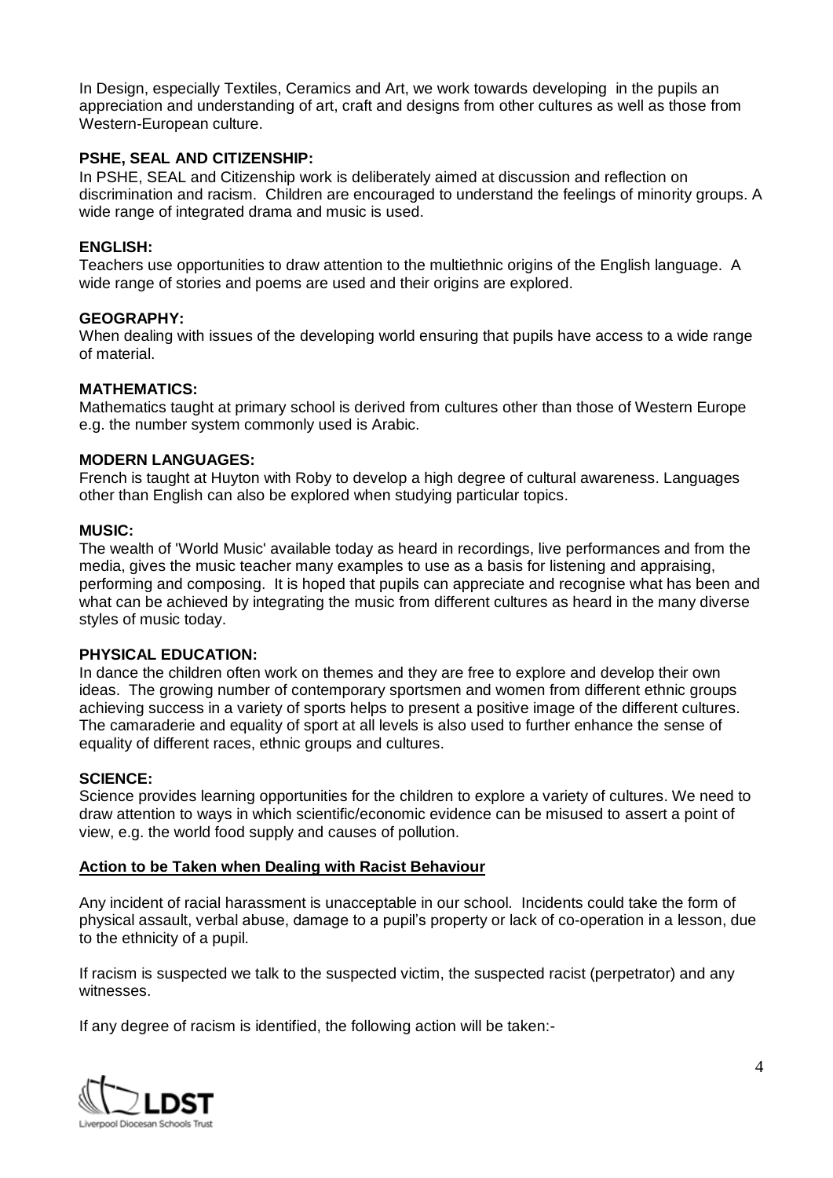In Design, especially Textiles, Ceramics and Art, we work towards developing in the pupils an appreciation and understanding of art, craft and designs from other cultures as well as those from Western-European culture.

**PSHE, SEAL AND CITIZENSHIP:**
In PSHE, SEAL and Citizenship work is deliberately aimed at discussion and reflection on discrimination and racism. Children are encouraged to understand the feelings of minority groups. A wide range of integrated drama and music is used.

**ENGLISH:**
Teachers use opportunities to draw attention to the multiethnic origins of the English language. A wide range of stories and poems are used and their origins are explored.

**GEOGRAPHY:**
When dealing with issues of the developing world ensuring that pupils have access to a wide range of material.

**MATHEMATICS:**
Mathematics taught at primary school is derived from cultures other than those of Western Europe e.g. the number system commonly used is Arabic.

**MODERN LANGUAGES:**
French is taught at Huyton with Roby to develop a high degree of cultural awareness. Languages other than English can also be explored when studying particular topics.

**MUSIC:**
The wealth of 'World Music' available today as heard in recordings, live performances and from the media, gives the music teacher many examples to use as a basis for listening and appraising, performing and composing. It is hoped that pupils can appreciate and recognise what has been and what can be achieved by integrating the music from different cultures as heard in the many diverse styles of music today.

**PHYSICAL EDUCATION:**
In dance the children often work on themes and they are free to explore and develop their own ideas. The growing number of contemporary sportsmen and women from different ethnic groups achieving success in a variety of sports helps to present a positive image of the different cultures. The camaraderie and equality of sport at all levels is also used to further enhance the sense of equality of different races, ethnic groups and cultures.

**SCIENCE:**
Science provides learning opportunities for the children to explore a variety of cultures. We need to draw attention to ways in which scientific/economic evidence can be misused to assert a point of view, e.g. the world food supply and causes of pollution.

**Action to be Taken when Dealing with Racist Behaviour**

Any incident of racial harassment is unacceptable in our school. Incidents could take the form of physical assault, verbal abuse, damage to a pupil's property or lack of co-operation in a lesson, due to the ethnicity of a pupil.

If racism is suspected we talk to the suspected victim, the suspected racist (perpetrator) and any witnesses.

If any degree of racism is identified, the following action will be taken:-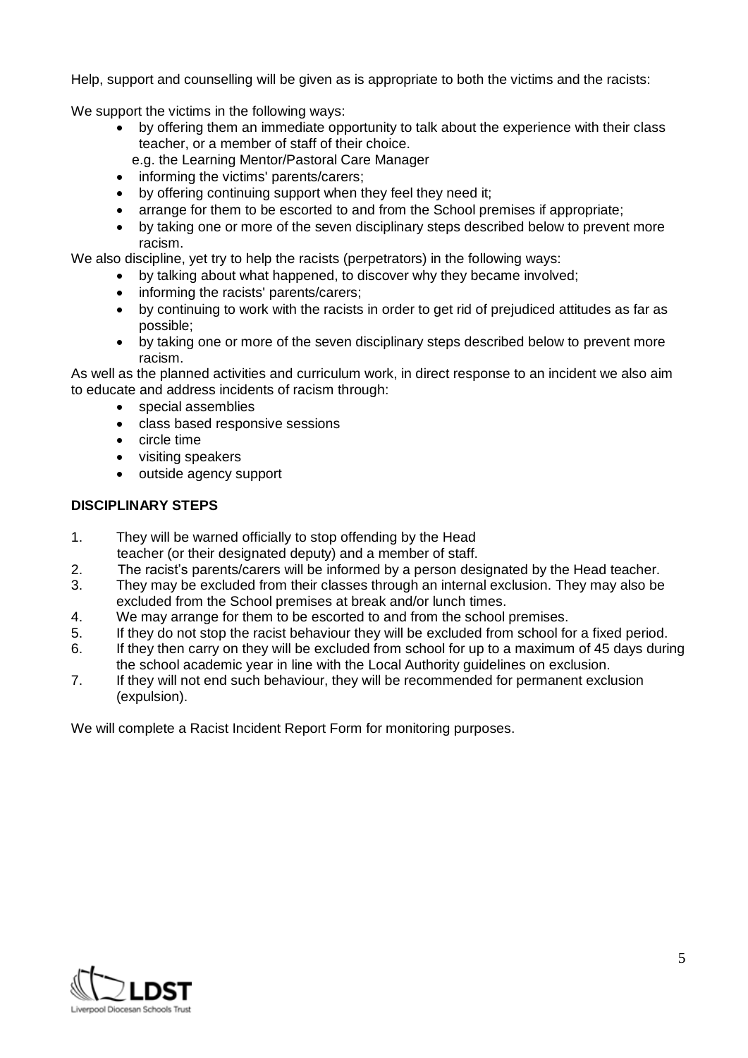Help, support and counselling will be given as is appropriate to both the victims and the racists:

We support the victims in the following ways:

- by offering them an immediate opportunity to talk about the experience with their class teacher, or a member of staff of their choice.
  e.g. the Learning Mentor/Pastoral Care Manager
- informing the victims' parents/carers;
- by offering continuing support when they feel they need it;
- arrange for them to be escorted to and from the School premises if appropriate;
- by taking one or more of the seven disciplinary steps described below to prevent more racism.

We also discipline, yet try to help the racists (perpetrators) in the following ways:

- by talking about what happened, to discover why they became involved;
- informing the racists' parents/carers;
- by continuing to work with the racists in order to get rid of prejudiced attitudes as far as possible;
- by taking one or more of the seven disciplinary steps described below to prevent more racism.

As well as the planned activities and curriculum work, in direct response to an incident we also aim to educate and address incidents of racism through:

- special assemblies
- class based responsive sessions
- circle time
- visiting speakers
- outside agency support

**DISCIPLINARY STEPS**

1. They will be warned officially to stop offending by the Head teacher (or their designated deputy) and a member of staff.
2. The racist's parents/carers will be informed by a person designated by the Head teacher.
3. They may be excluded from their classes through an internal exclusion. They may also be excluded from the School premises at break and/or lunch times.
4. We may arrange for them to be escorted to and from the school premises.
5. If they do not stop the racist behaviour they will be excluded from school for a fixed period.
6. If they then carry on they will be excluded from school for up to a maximum of 45 days during the school academic year in line with the Local Authority guidelines on exclusion.
7. If they will not end such behaviour, they will be recommended for permanent exclusion (expulsion).

We will complete a Racist Incident Report Form for monitoring purposes.